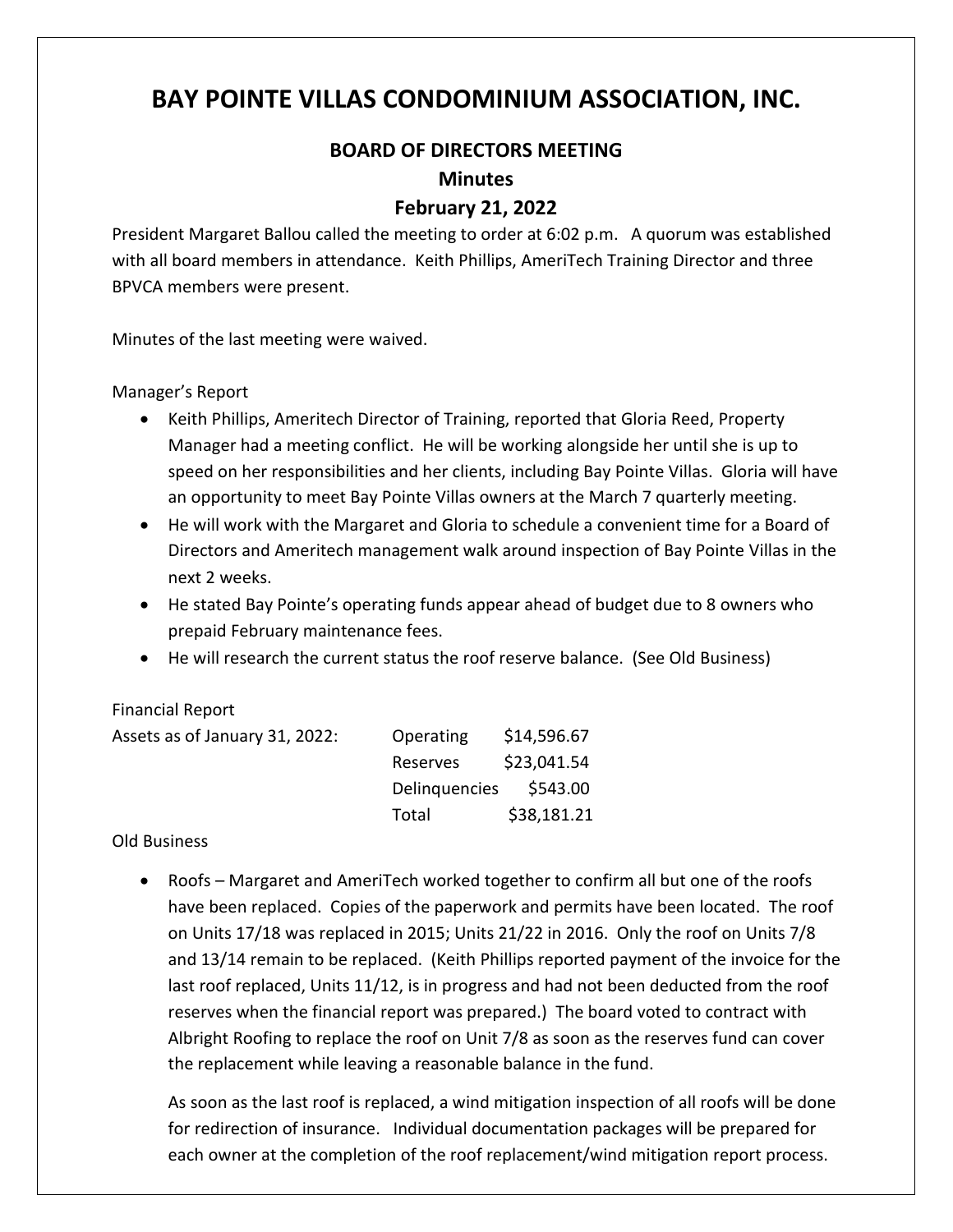# BAY POINTE VILLAS CONDOMINIUM ASSOCIATION, INC.

## BOARD OF DIRECTORS MEETING

### Minutes

### February 21, 2022

President Margaret Ballou called the meeting to order at 6:02 p.m. A quorum was established with all board members in attendance. Keith Phillips, AmeriTech Training Director and three BPVCA members were present.

Minutes of the last meeting were waived.

Manager's Report

- Keith Phillips, Ameritech Director of Training, reported that Gloria Reed, Property Manager had a meeting conflict. He will be working alongside her until she is up to speed on her responsibilities and her clients, including Bay Pointe Villas. Gloria will have an opportunity to meet Bay Pointe Villas owners at the March 7 quarterly meeting.
- He will work with the Margaret and Gloria to schedule a convenient time for a Board of Directors and Ameritech management walk around inspection of Bay Pointe Villas in the next 2 weeks.
- He stated Bay Pointe's operating funds appear ahead of budget due to 8 owners who prepaid February maintenance fees.
- He will research the current status the roof reserve balance. (See Old Business)

Financial Report

| Assets as of January 31, 2022: | | |
|---|---|---|
| | Operating | $14,596.67 |
| | Reserves | $23,041.54 |
| | Delinquencies | $543.00 |
| | Total | $38,181.21 |

Old Business

- Roofs – Margaret and AmeriTech worked together to confirm all but one of the roofs have been replaced. Copies of the paperwork and permits have been located. The roof on Units 17/18 was replaced in 2015; Units 21/22 in 2016. Only the roof on Units 7/8 and 13/14 remain to be replaced. (Keith Phillips reported payment of the invoice for the last roof replaced, Units 11/12, is in progress and had not been deducted from the roof reserves when the financial report was prepared.) The board voted to contract with Albright Roofing to replace the roof on Unit 7/8 as soon as the reserves fund can cover the replacement while leaving a reasonable balance in the fund.

  As soon as the last roof is replaced, a wind mitigation inspection of all roofs will be done for redirection of insurance. Individual documentation packages will be prepared for each owner at the completion of the roof replacement/wind mitigation report process.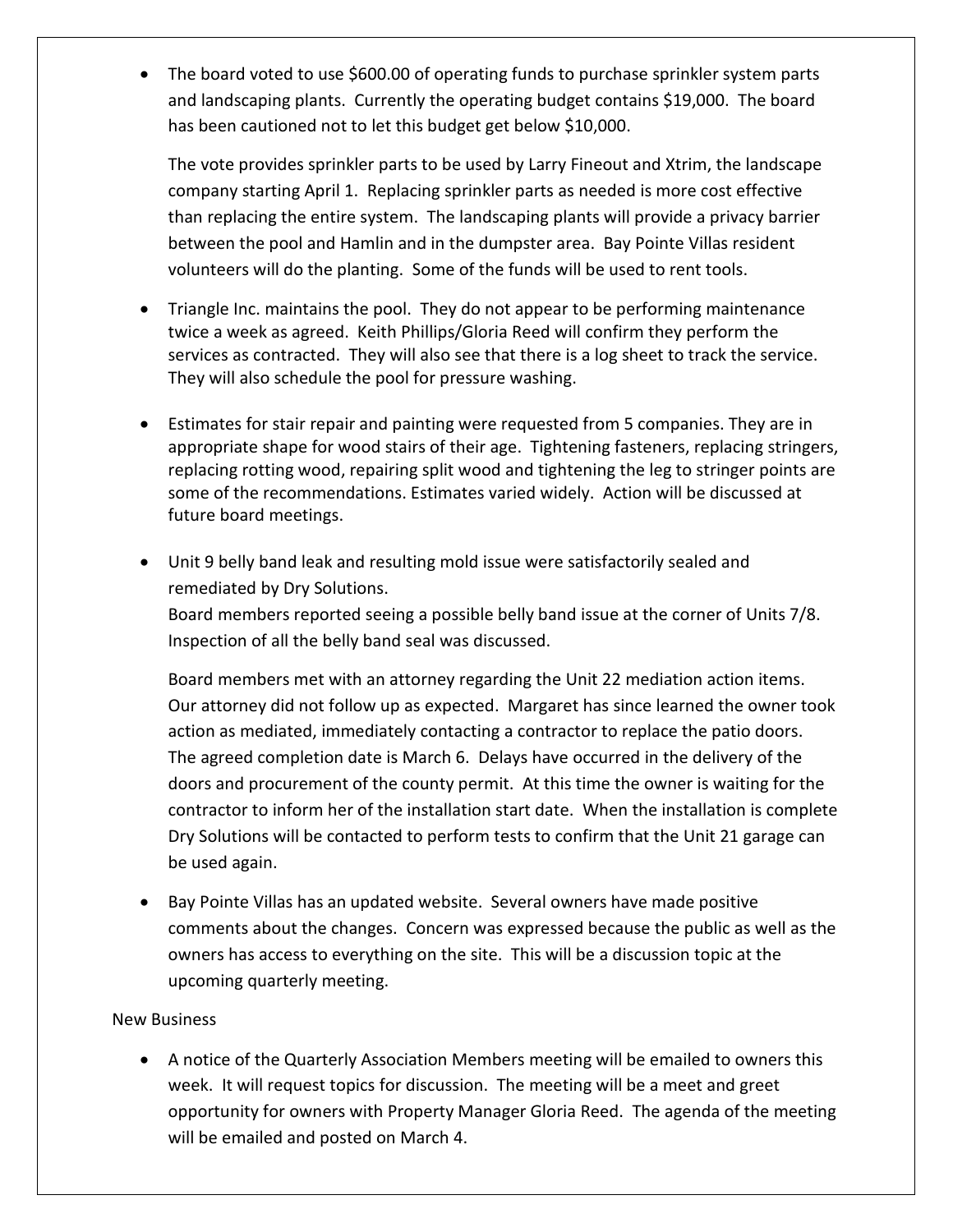- The board voted to use $600.00 of operating funds to purchase sprinkler system parts and landscaping plants. Currently the operating budget contains $19,000. The board has been cautioned not to let this budget get below $10,000.

  The vote provides sprinkler parts to be used by Larry Fineout and Xtrim, the landscape company starting April 1. Replacing sprinkler parts as needed is more cost effective than replacing the entire system. The landscaping plants will provide a privacy barrier between the pool and Hamlin and in the dumpster area. Bay Pointe Villas resident volunteers will do the planting. Some of the funds will be used to rent tools.

- Triangle Inc. maintains the pool. They do not appear to be performing maintenance twice a week as agreed. Keith Phillips/Gloria Reed will confirm they perform the services as contracted. They will also see that there is a log sheet to track the service. They will also schedule the pool for pressure washing.

- Estimates for stair repair and painting were requested from 5 companies. They are in appropriate shape for wood stairs of their age. Tightening fasteners, replacing stringers, replacing rotting wood, repairing split wood and tightening the leg to stringer points are some of the recommendations. Estimates varied widely. Action will be discussed at future board meetings.

- Unit 9 belly band leak and resulting mold issue were satisfactorily sealed and remediated by Dry Solutions.
  Board members reported seeing a possible belly band issue at the corner of Units 7/8. Inspection of all the belly band seal was discussed.

  Board members met with an attorney regarding the Unit 22 mediation action items. Our attorney did not follow up as expected. Margaret has since learned the owner took action as mediated, immediately contacting a contractor to replace the patio doors. The agreed completion date is March 6. Delays have occurred in the delivery of the doors and procurement of the county permit. At this time the owner is waiting for the contractor to inform her of the installation start date. When the installation is complete Dry Solutions will be contacted to perform tests to confirm that the Unit 21 garage can be used again.

- Bay Pointe Villas has an updated website. Several owners have made positive comments about the changes. Concern was expressed because the public as well as the owners has access to everything on the site. This will be a discussion topic at the upcoming quarterly meeting.

New Business

- A notice of the Quarterly Association Members meeting will be emailed to owners this week. It will request topics for discussion. The meeting will be a meet and greet opportunity for owners with Property Manager Gloria Reed. The agenda of the meeting will be emailed and posted on March 4.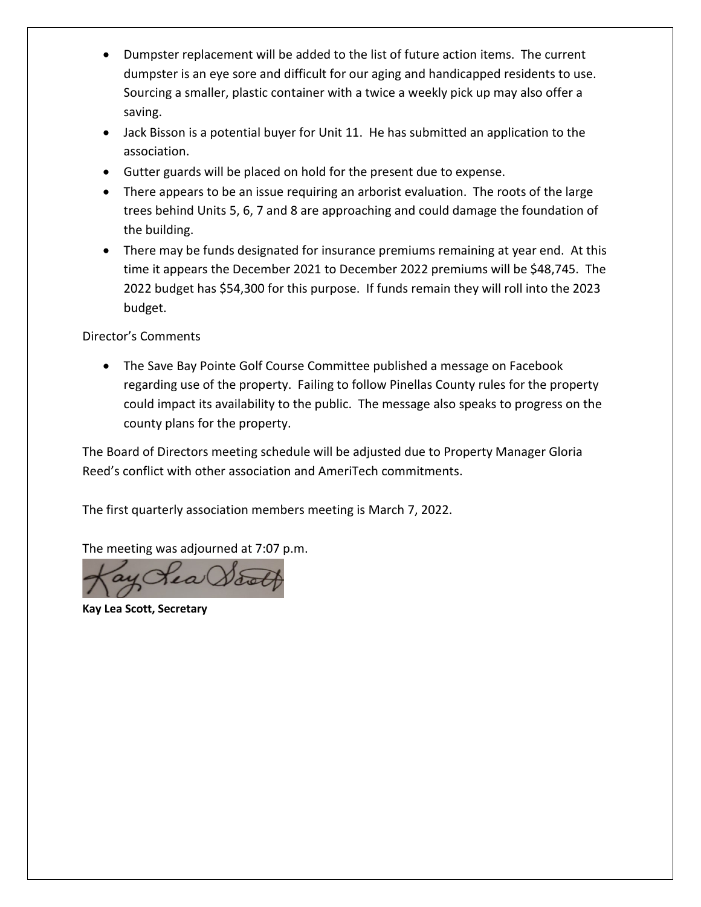- Dumpster replacement will be added to the list of future action items. The current dumpster is an eye sore and difficult for our aging and handicapped residents to use. Sourcing a smaller, plastic container with a twice a weekly pick up may also offer a saving.
- Jack Bisson is a potential buyer for Unit 11. He has submitted an application to the association.
- Gutter guards will be placed on hold for the present due to expense.
- There appears to be an issue requiring an arborist evaluation. The roots of the large trees behind Units 5, 6, 7 and 8 are approaching and could damage the foundation of the building.
- There may be funds designated for insurance premiums remaining at year end. At this time it appears the December 2021 to December 2022 premiums will be $48,745. The 2022 budget has $54,300 for this purpose. If funds remain they will roll into the 2023 budget.

Director's Comments

- The Save Bay Pointe Golf Course Committee published a message on Facebook regarding use of the property. Failing to follow Pinellas County rules for the property could impact its availability to the public. The message also speaks to progress on the county plans for the property.

The Board of Directors meeting schedule will be adjusted due to Property Manager Gloria Reed's conflict with other association and AmeriTech commitments.

The first quarterly association members meeting is March 7, 2022.

The meeting was adjourned at 7:07 p.m.

Kay Lea Scott

**Kay Lea Scott, Secretary**